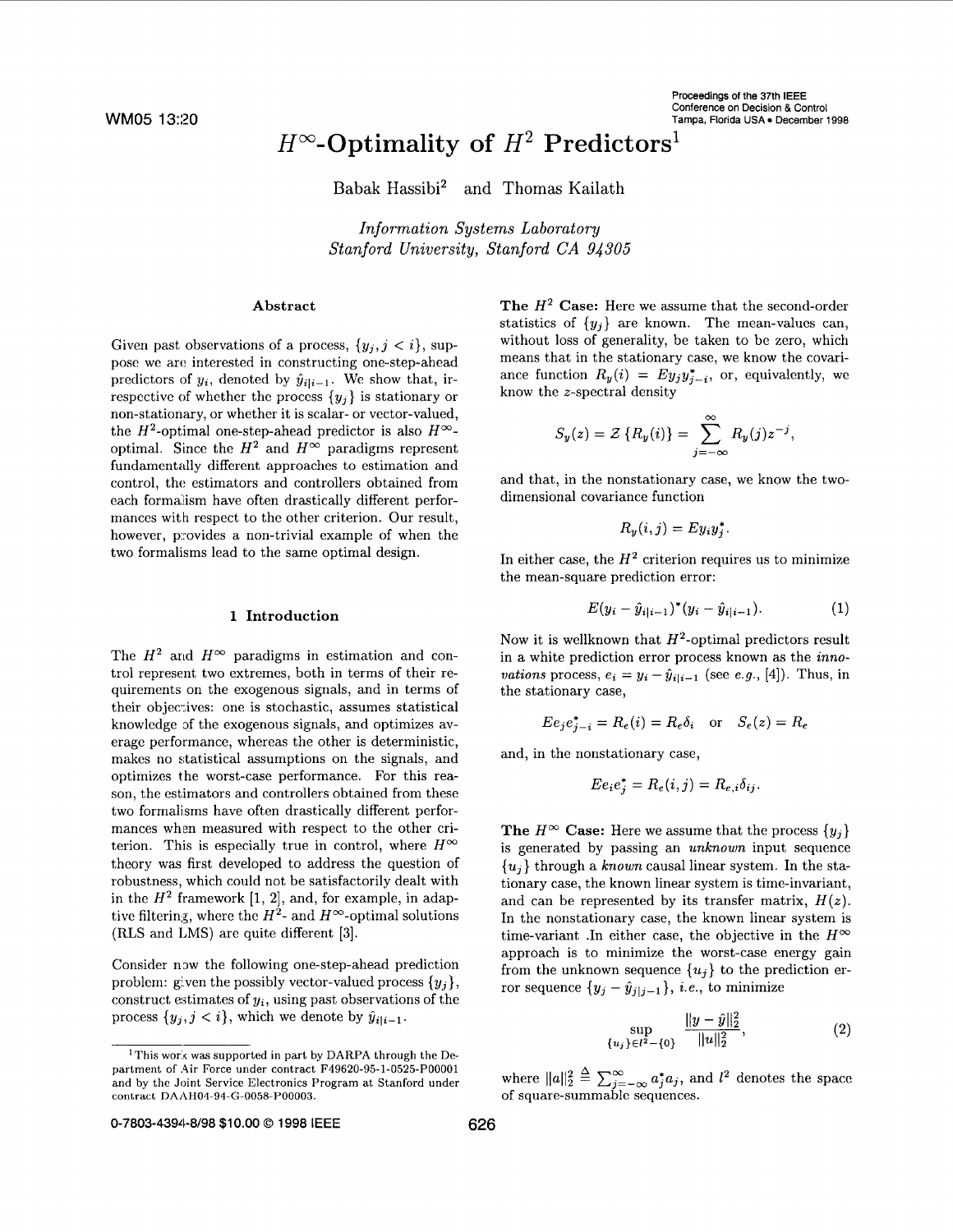# $H^\infty$-Optimality of $H^2$ Predictors[1]

Babak Hassibi[2] and Thomas Kailath

*Information Systems Laboratory*
*Stanford University, Stanford CA 94305*

## Abstract

Given past observations of a process, $\{y_j, j < i\}$, suppose we are interested in constructing one-step-ahead predictors of $y_i$, denoted by $\hat{y}_{i|i-1}$. We show that, irrespective of whether the process $\{y_j\}$ is stationary or non-stationary, or whether it is scalar- or vector-valued, the $H^2$-optimal one-step-ahead predictor is also $H^\infty$-optimal. Since the $H^2$ and $H^\infty$ paradigms represent fundamentally different approaches to estimation and control, the estimators and controllers obtained from each formalism have often drastically different performances with respect to the other criterion. Our result, however, provides a non-trivial example of when the two formalisms lead to the same optimal design.

## 1 Introduction

The $H^2$ and $H^\infty$ paradigms in estimation and control represent two extremes, both in terms of their requirements on the exogenous signals, and in terms of their objectives: one is stochastic, assumes statistical knowledge of the exogenous signals, and optimizes average performance, whereas the other is deterministic, makes no statistical assumptions on the signals, and optimizes the worst-case performance. For this reason, the estimators and controllers obtained from these two formalisms have often drastically different performances when measured with respect to the other criterion. This is especially true in control, where $H^\infty$ theory was first developed to address the question of robustness, which could not be satisfactorily dealt with in the $H^2$ framework [1, 2], and, for example, in adaptive filtering, where the $H^2$- and $H^\infty$-optimal solutions (RLS and LMS) are quite different [3].

Consider now the following one-step-ahead prediction problem: given the possibly vector-valued process $\{y_j\}$, construct estimates of $y_i$, using past observations of the process $\{y_j, j < i\}$, which we denote by $\hat{y}_{i|i-1}$.

**The $H^2$ Case:** Here we assume that the second-order statistics of $\{y_j\}$ are known. The mean-values can, without loss of generality, be taken to be zero, which means that in the stationary case, we know the covariance function $R_y(i) = Ey_jy^*_{j-i}$, or, equivalently, we know the $z$-spectral density

$$S_y(z) = \mathcal{Z}\{R_y(i)\} = \sum_{j=-\infty}^{\infty} R_y(j)z^{-j},$$

and that, in the nonstationary case, we know the two-dimensional covariance function

$$R_y(i,j) = Ey_iy_j^*.$$

In either case, the $H^2$ criterion requires us to minimize the mean-square prediction error:

$$E(y_i - \hat{y}_{i|i-1})^*(y_i - \hat{y}_{i|i-1}). \tag{1}$$

Now it is wellknown that $H^2$-optimal predictors result in a white prediction error process known as the *innovations* process, $e_i = y_i - \hat{y}_{i|i-1}$ (see *e.g.*, [4]). Thus, in the stationary case,

$$Ee_je^*_{j-i} = R_e(i) = R_e\delta_i \quad \text{or} \quad S_e(z) = R_e$$

and, in the nonstationary case,

$$Ee_ie_j^* = R_e(i,j) = R_{e,i}\delta_{ij}.$$

**The $H^\infty$ Case:** Here we assume that the process $\{y_j\}$ is generated by passing an *unknown* input sequence $\{u_j\}$ through a *known* causal linear system. In the stationary case, the known linear system is time-invariant, and can be represented by its transfer matrix, $H(z)$. In the nonstationary case, the known linear system is time-variant .In either case, the objective in the $H^\infty$ approach is to minimize the worst-case energy gain from the unknown sequence $\{u_j\}$ to the prediction error sequence $\{y_j - \hat{y}_{j|j-1}\}$, *i.e.*, to minimize

$$\sup_{\{u_j\}\in l^2-\{0\}} \frac{\|y-\hat{y}\|_2^2}{\|u\|_2^2}, \tag{2}$$

where $\|a\|_2^2 \triangleq \sum_{j=-\infty}^{\infty} a_j^*a_j$, and $l^2$ denotes the space of square-summable sequences.

---

[1] This work was supported in part by DARPA through the Department of Air Force under contract F49620-95-1-0525-P00001 and by the Joint Service Electronics Program at Stanford under contract DAAH04-94-G-0058-P00003.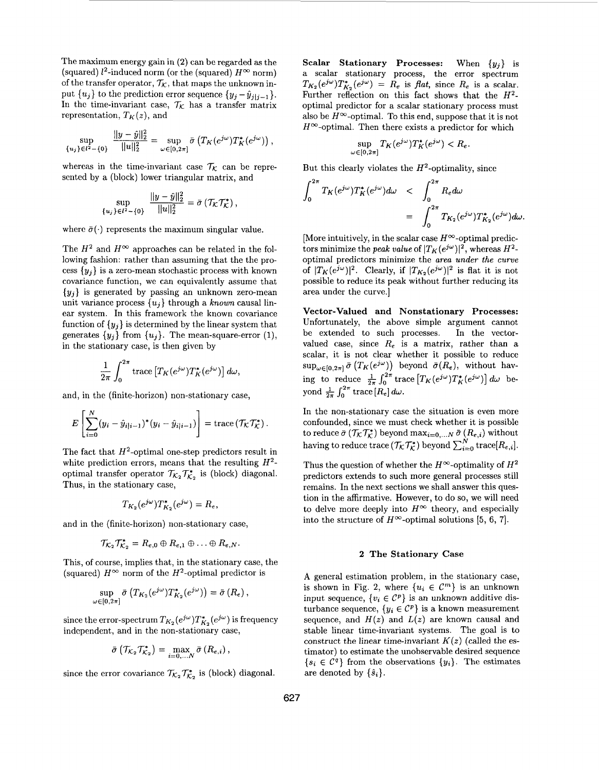The maximum energy gain in (2) can be regarded as the (squared) $l^2$-induced norm (or the (squared) $H^\infty$ norm) of the transfer operator, $\mathcal{T}_\mathcal{K}$, that maps the unknown input $\{u_j\}$ to the prediction error sequence $\{y_j - \hat{y}_{j|j-1}\}$. In the time-invariant case, $\mathcal{T}_\mathcal{K}$ has a transfer matrix representation, $T_K(z)$, and

$$\sup_{\{u_j\}\in l^2-\{0\}} \frac{\|y-\hat{y}\|_2^2}{\|u\|_2^2} = \sup_{\omega\in[0,2\pi]} \bar{\sigma}\left(T_K(e^{j\omega})T_K^*(e^{j\omega})\right),$$

whereas in the time-invariant case $\mathcal{T}_\mathcal{K}$ can be represented by a (block) lower triangular matrix, and

$$\sup_{\{u_j\}\in l^2-\{0\}} \frac{\|y-\hat{y}\|_2^2}{\|u\|_2^2} = \bar{\sigma}\left(\mathcal{T}_\mathcal{K}\mathcal{T}_\mathcal{K}^*\right),$$

where $\bar{\sigma}(\cdot)$ represents the maximum singular value.

The $H^2$ and $H^\infty$ approaches can be related in the following fashion: rather than assuming that the the process $\{y_j\}$ is a zero-mean stochastic process with known covariance function, we can equivalently assume that $\{y_j\}$ is generated by passing an unknown zero-mean unit variance process $\{u_j\}$ through a *known* causal linear system. In this framework the known covariance function of $\{y_j\}$ is determined by the linear system that generates $\{y_j\}$ from $\{u_j\}$. The mean-square-error (1), in the stationary case, is then given by

$$\frac{1}{2\pi}\int_0^{2\pi} \text{trace}\left[T_K(e^{j\omega})T_K^*(e^{j\omega})\right] d\omega,$$

and, in the (finite-horizon) non-stationary case,

$$E\left[\sum_{i=0}^N (y_i - \hat{y}_{i|i-1})^*(y_i - \hat{y}_{i|i-1})\right] = \text{trace}\left(\mathcal{T}_\mathcal{K}\mathcal{T}_\mathcal{K}^*\right).$$

The fact that $H^2$-optimal one-step predictors result in white prediction errors, means that the resulting $H^2$-optimal transfer operator $\mathcal{T}_{\mathcal{K}_2}\mathcal{T}_{\mathcal{K}_2}^*$ is (block) diagonal. Thus, in the stationary case,

$$T_{K_2}(e^{j\omega})T_{K_2}^*(e^{j\omega}) = R_e,$$

and in the (finite-horizon) non-stationary case,

$$\mathcal{T}_{\mathcal{K}_2}\mathcal{T}_{\mathcal{K}_2}^* = R_{e,0}\oplus R_{e,1}\oplus\ldots\oplus R_{e,N}.$$

This, of course, implies that, in the stationary case, the (squared) $H^\infty$ norm of the $H^2$-optimal predictor is

$$\sup_{\omega\in[0,2\pi]} \bar{\sigma}\left(T_{K_2}(e^{j\omega})T_{K_2}^*(e^{j\omega})\right) = \bar{\sigma}\left(R_e\right),$$

since the error-spectrum $T_{K_2}(e^{j\omega})T_{K_2}^*(e^{j\omega})$ is frequency independent, and in the non-stationary case,

$$\bar{\sigma}\left(\mathcal{T}_{\mathcal{K}_2}\mathcal{T}_{\mathcal{K}_2}^*\right) = \max_{i=0,\ldots N} \bar{\sigma}\left(R_{e,i}\right),$$

since the error covariance $\mathcal{T}_{\mathcal{K}_2}\mathcal{T}_{\mathcal{K}_2}^*$ is (block) diagonal.

**Scalar Stationary Processes:** When $\{y_j\}$ is a scalar stationary process, the error spectrum $T_{K_2}(e^{j\omega})T_{K_2}^*(e^{j\omega}) = R_e$ is *flat*, since $R_e$ is a scalar. Further reflection on this fact shows that the $H^2$-optimal predictor for a scalar stationary process must also be $H^\infty$-optimal. To this end, suppose that it is not $H^\infty$-optimal. Then there exists a predictor for which

$$\sup_{\omega\in[0,2\pi]} T_K(e^{j\omega})T_K^*(e^{j\omega}) < R_e.$$

But this clearly violates the $H^2$-optimality, since

$$\begin{aligned}\int_0^{2\pi} T_K(e^{j\omega})T_K^*(e^{j\omega})d\omega &< \int_0^{2\pi} R_e d\omega \\ &= \int_0^{2\pi} T_{K_2}(e^{j\omega})T_{K_2}^*(e^{j\omega})d\omega.\end{aligned}$$

[More intuitively, in the scalar case $H^\infty$-optimal predictors minimize the *peak value* of $|T_K(e^{j\omega})|^2$, whereas $H^2$-optimal predictors minimize the *area under the curve* of $|T_K(e^{j\omega})|^2$. Clearly, if $|T_{K_2}(e^{j\omega})|^2$ is flat it is not possible to reduce its peak without further reducing its area under the curve.]

**Vector-Valued and Nonstationary Processes:** Unfortunately, the above simple argument cannot be extended to such processes. In the vector-valued case, since $R_e$ is a matrix, rather than a scalar, it is not clear whether it possible to reduce $\sup_{\omega\in[0,2\pi]}\bar{\sigma}\left(T_K(e^{j\omega})\right)$ beyond $\bar{\sigma}(R_e)$, without having to reduce $\frac{1}{2\pi}\int_0^{2\pi}\text{trace}\left[T_K(e^{j\omega})T_K^*(e^{j\omega})\right]d\omega$ beyond $\frac{1}{2\pi}\int_0^{2\pi}\text{trace}\left[R_e\right]d\omega$.

In the non-stationary case the situation is even more confounded, since we must check whether it is possible to reduce $\bar{\sigma}\left(\mathcal{T}_\mathcal{K}\mathcal{T}_\mathcal{K}^*\right)$ beyond $\max_{i=0,\ldots N}\bar{\sigma}\left(R_{e,i}\right)$ without having to reduce $\text{trace}\left(\mathcal{T}_\mathcal{K}\mathcal{T}_\mathcal{K}^*\right)$ beyond $\sum_{i=0}^N \text{trace}[R_{e,i}]$.

Thus the question of whether the $H^\infty$-optimality of $H^2$ predictors extends to such more general processes still remains. In the next sections we shall answer this question in the affirmative. However, to do so, we will need to delve more deeply into $H^\infty$ theory, and especially into the structure of $H^\infty$-optimal solutions [5, 6, 7].

## 2 The Stationary Case

A general estimation problem, in the stationary case, is shown in Fig. 2, where $\{u_i \in \mathcal{C}^m\}$ is an unknown input sequence, $\{v_i \in \mathcal{C}^p\}$ is an unknown additive disturbance sequence, $\{y_i \in \mathcal{C}^p\}$ is a known measurement sequence, and $H(z)$ and $L(z)$ are known causal and stable linear time-invariant systems. The goal is to construct the linear time-invariant $K(z)$ (called the estimator) to estimate the unobservable desired sequence $\{s_i \in \mathcal{C}^q\}$ from the observations $\{y_i\}$. The estimates are denoted by $\{\hat{s}_i\}$.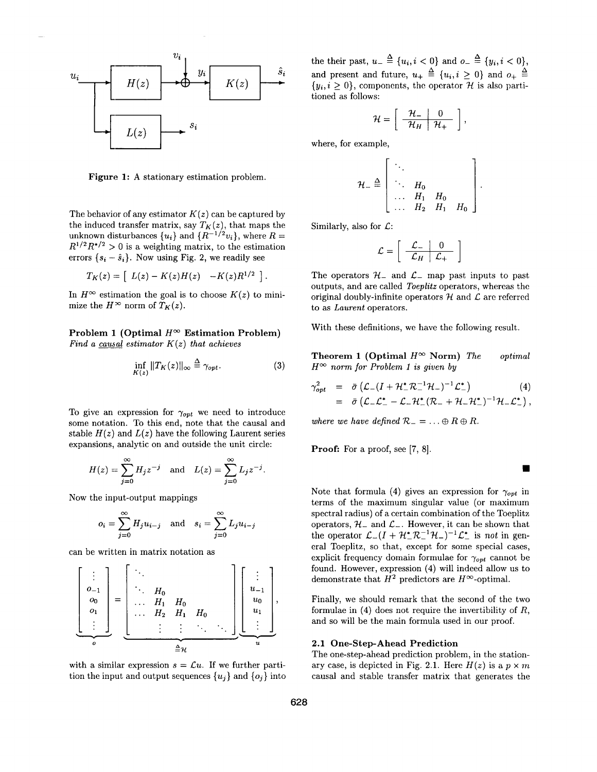Figure 1: A stationary estimation problem.

The behavior of any estimator $K(z)$ can be captured by the induced transfer matrix, say $T_K(z)$, that maps the unknown disturbances $\{u_i\}$ and $\{R^{-1/2}v_i\}$, where $R = R^{1/2}R^{*/2} > 0$ is a weighting matrix, to the estimation errors $\{s_i - \hat{s}_i\}$. Now using Fig. 2, we readily see

$$T_K(z) = \left[\ L(z) - K(z)H(z) \quad -K(z)R^{1/2}\ \right].$$

In $H^\infty$ estimation the goal is to choose $K(z)$ to minimize the $H^\infty$ norm of $T_K(z)$.

**Problem 1 (Optimal $H^\infty$ Estimation Problem)** *Find a causal estimator $K(z)$ that achieves*

$$\inf_{K(z)} \|T_K(z)\|_\infty \triangleq \gamma_{opt}. \tag{3}$$

To give an expression for $\gamma_{opt}$ we need to introduce some notation. To this end, note that the causal and stable $H(z)$ and $L(z)$ have the following Laurent series expansions, analytic on and outside the unit circle:

$$H(z) = \sum_{j=0}^{\infty} H_j z^{-j} \quad \text{and} \quad L(z) = \sum_{j=0}^{\infty} L_j z^{-j}.$$

Now the input-output mappings

$$o_i = \sum_{j=0}^{\infty} H_j u_{i-j} \quad \text{and} \quad s_i = \sum_{j=0}^{\infty} L_j u_{i-j}$$

can be written in matrix notation as

$$\underbrace{\begin{bmatrix} \vdots \\ o_{-1} \\ o_0 \\ o_1 \\ \vdots \end{bmatrix}}_{o} = \underbrace{\begin{bmatrix} \ddots & & & & \\ \ddots & H_0 & & & \\ \dots & H_1 & H_0 & & \\ \dots & H_2 & H_1 & H_0 & \\ & \vdots & \vdots & \ddots & \ddots \end{bmatrix}}_{\triangleq \mathcal{H}} \underbrace{\begin{bmatrix} \vdots \\ u_{-1} \\ u_0 \\ u_1 \\ \vdots \end{bmatrix}}_{u},$$

with a similar expression $s = \mathcal{L}u$. If we further partition the input and output sequences $\{u_j\}$ and $\{o_j\}$ into the their past, $u_- \triangleq \{u_i, i < 0\}$ and $o_- \triangleq \{y_i, i < 0\}$, and present and future, $u_+ \triangleq \{u_i, i \geq 0\}$ and $o_+ \triangleq \{y_i, i \geq 0\}$, components, the operator $\mathcal{H}$ is also partitioned as follows:

$$\mathcal{H} = \left[\begin{array}{c|c} \mathcal{H}_- & 0 \\ \hline \mathcal{H}_H & \mathcal{H}_+ \end{array}\right],$$

where, for example,

$$\mathcal{H}_- \triangleq \begin{bmatrix} \ddots & & & \\ \ddots & H_0 & & \\ \dots & H_1 & H_0 & \\ \dots & H_2 & H_1 & H_0 \end{bmatrix}.$$

Similarly, also for $\mathcal{L}$:

$$\mathcal{L} = \left[\begin{array}{c|c} \mathcal{L}_- & 0 \\ \hline \mathcal{L}_H & \mathcal{L}_+ \end{array}\right]$$

The operators $\mathcal{H}_-$ and $\mathcal{L}_-$ map past inputs to past outputs, and are called *Toeplitz* operators, whereas the original doubly-infinite operators $\mathcal{H}$ and $\mathcal{L}$ are referred to as *Laurent* operators.

With these definitions, we have the following result.

**Theorem 1 (Optimal $H^\infty$ Norm)** *The optimal $H^\infty$ norm for Problem 1 is given by*

$$\begin{aligned} \gamma_{opt}^2 &= \bar{\sigma}\left(\mathcal{L}_-(I + \mathcal{H}_-^*\mathcal{R}_-^{-1}\mathcal{H}_-)^{-1}\mathcal{L}_-^*\right) \qquad (4) \\ &= \bar{\sigma}\left(\mathcal{L}_-\mathcal{L}_-^* - \mathcal{L}_-\mathcal{H}_-^*(\mathcal{R}_- + \mathcal{H}_-\mathcal{H}_-^*)^{-1}\mathcal{H}_-\mathcal{L}_-^*\right), \end{aligned}$$

*where we have defined $\mathcal{R}_- = \ldots \oplus R \oplus R$.*

**Proof:** For a proof, see [7, 8]. ∎

Note that formula (4) gives an expression for $\gamma_{opt}$ in terms of the maximum singular value (or maximum spectral radius) of a certain combination of the Toeplitz operators, $\mathcal{H}_-$ and $\mathcal{L}_-$. However, it can be shown that the operator $\mathcal{L}_-(I + \mathcal{H}_-^*\mathcal{R}_-^{-1}\mathcal{H}_-)^{-1}\mathcal{L}_-^*$ is *not* in general Toeplitz, so that, except for some special cases, explicit frequency domain formulae for $\gamma_{opt}$ cannot be found. However, expression (4) will indeed allow us to demonstrate that $H^2$ predictors are $H^\infty$-optimal.

Finally, we should remark that the second of the two formulae in (4) does not require the invertibility of $R$, and so will be the main formula used in our proof.

### 2.1 One-Step-Ahead Prediction

The one-step-ahead prediction problem, in the stationary case, is depicted in Fig. 2.1. Here $H(z)$ is a $p \times m$ causal and stable transfer matrix that generates the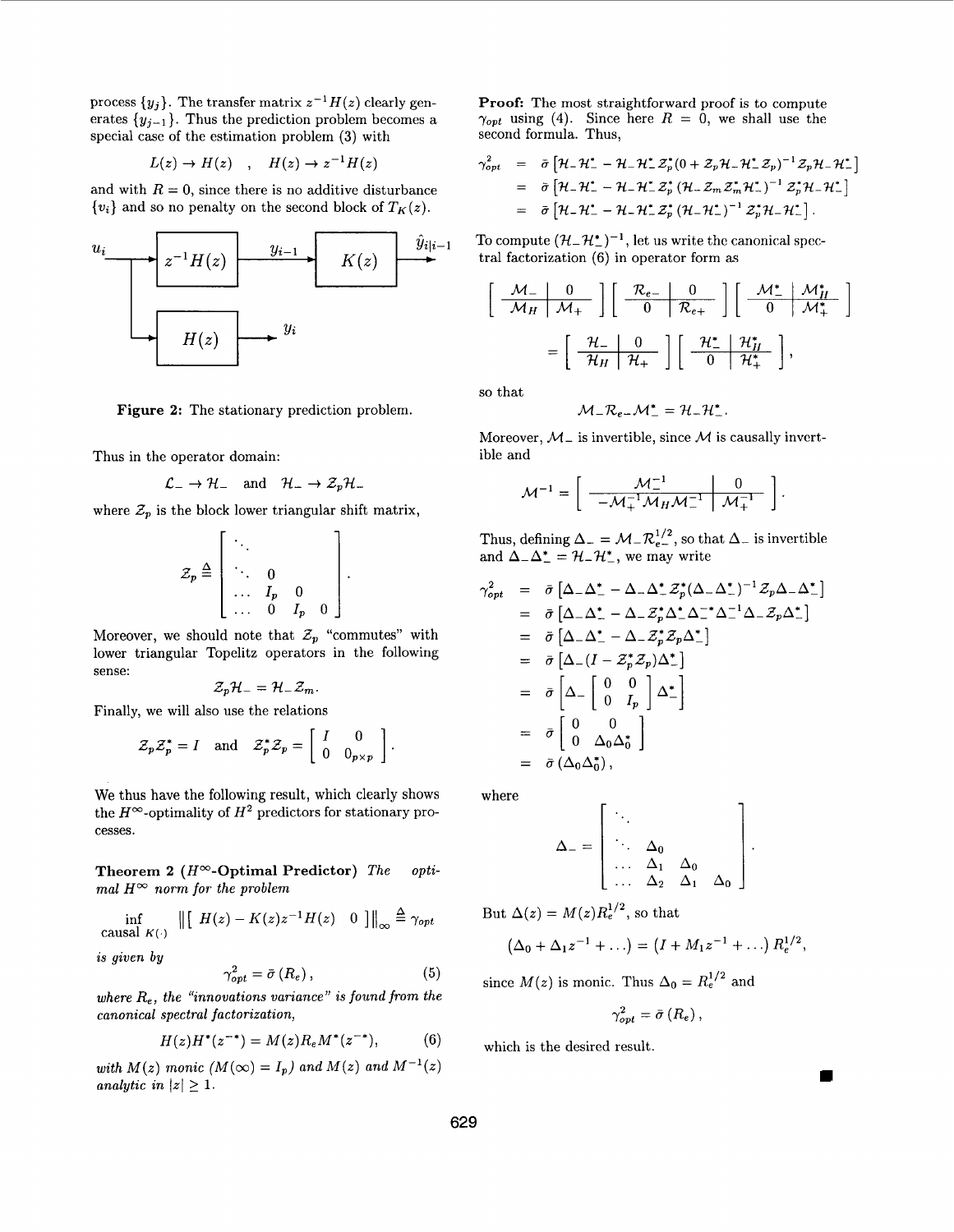process $\{y_j\}$. The transfer matrix $z^{-1}H(z)$ clearly generates $\{y_{j-1}\}$. Thus the prediction problem becomes a special case of the estimation problem (3) with

$$L(z) \to H(z) \quad , \quad H(z) \to z^{-1}H(z)$$

and with $R = 0$, since there is no additive disturbance $\{v_i\}$ and so no penalty on the second block of $T_K(z)$.

Figure 2: The stationary prediction problem.

Thus in the operator domain:

$$\mathcal{L}_- \to \mathcal{H}_- \quad \text{and} \quad \mathcal{H}_- \to \mathcal{Z}_p\mathcal{H}_-$$

where $\mathcal{Z}_p$ is the block lower triangular shift matrix,

$$\mathcal{Z}_p \triangleq \begin{bmatrix} \ddots & & & \\ & \ddots & 0 & \\ & \dots & I_p & 0 \\ & \dots & 0 & I_p & 0 \end{bmatrix}.$$

Moreover, we should note that $\mathcal{Z}_p$ "commutes" with lower triangular Topelitz operators in the following sense:

$$\mathcal{Z}_p\mathcal{H}_- = \mathcal{H}_-\mathcal{Z}_m.$$

Finally, we will also use the relations

$$\mathcal{Z}_p\mathcal{Z}_p^* = I \quad \text{and} \quad \mathcal{Z}_p^*\mathcal{Z}_p = \begin{bmatrix} I & 0 \\ 0 & 0_{p\times p} \end{bmatrix}.$$

We thus have the following result, which clearly shows the $H^\infty$-optimality of $H^2$ predictors for stationary processes.

**Theorem 2 ($H^\infty$-Optimal Predictor)** *The optimal $H^\infty$ norm for the problem*

$$\inf_{\text{causal } K(\cdot)} \left\| \begin{bmatrix} H(z) - K(z)z^{-1}H(z) & 0 \end{bmatrix} \right\|_\infty \triangleq \gamma_{opt}$$

*is given by*

$$\gamma_{opt}^2 = \bar{\sigma}(R_e), \tag{5}$$

*where $R_e$, the "innovations variance" is found from the canonical spectral factorization,*

$$H(z)H^*(z^{-*}) = M(z)R_eM^*(z^{-*}), \tag{6}$$

*with $M(z)$ monic ($M(\infty) = I_p$) and $M(z)$ and $M^{-1}(z)$ analytic in $|z| \geq 1$.*

**Proof:** The most straightforward proof is to compute $\gamma_{opt}$ using (4). Since here $R = 0$, we shall use the second formula. Thus,

$$\begin{aligned}
\gamma_{opt}^2 &= \bar{\sigma}\left[\mathcal{H}_-\mathcal{H}_-^* - \mathcal{H}_-\mathcal{H}_-^*\mathcal{Z}_p^*(0 + \mathcal{Z}_p\mathcal{H}_-\mathcal{H}_-^*\mathcal{Z}_p)^{-1}\mathcal{Z}_p\mathcal{H}_-\mathcal{H}_-^*\right] \\
&= \bar{\sigma}\left[\mathcal{H}_-\mathcal{H}_-^* - \mathcal{H}_-\mathcal{H}_-^*\mathcal{Z}_p^*\left(\mathcal{H}_-\mathcal{Z}_m\mathcal{Z}_m^*\mathcal{H}_-^*\right)^{-1}\mathcal{Z}_p^*\mathcal{H}_-\mathcal{H}_-^*\right] \\
&= \bar{\sigma}\left[\mathcal{H}_-\mathcal{H}_-^* - \mathcal{H}_-\mathcal{H}_-^*\mathcal{Z}_p^*\left(\mathcal{H}_-\mathcal{H}_-^*\right)^{-1}\mathcal{Z}_p^*\mathcal{H}_-\mathcal{H}_-^*\right].
\end{aligned}$$

To compute $(\mathcal{H}_-\mathcal{H}_-^*)^{-1}$, let us write the canonical spectral factorization (6) in operator form as

$$\left[\begin{array}{c|c} \mathcal{M}_- & 0 \\ \hline \mathcal{M}_H & \mathcal{M}_+ \end{array}\right]\left[\begin{array}{c|c} \mathcal{R}_{e-} & 0 \\ \hline 0 & \mathcal{R}_{e+} \end{array}\right]\left[\begin{array}{c|c} \mathcal{M}_-^* & \mathcal{M}_H^* \\ \hline 0 & \mathcal{M}_+^* \end{array}\right] = \left[\begin{array}{c|c} \mathcal{H}_- & 0 \\ \hline \mathcal{H}_H & \mathcal{H}_+ \end{array}\right]\left[\begin{array}{c|c} \mathcal{H}_-^* & \mathcal{H}_H^* \\ \hline 0 & \mathcal{H}_+^* \end{array}\right],$$

so that

$$\mathcal{M}_-\mathcal{R}_{e-}\mathcal{M}_-^* = \mathcal{H}_-\mathcal{H}_-^*.$$

Moreover, $\mathcal{M}_-$ is invertible, since $\mathcal{M}$ is causally invertible and

$$\mathcal{M}^{-1} = \left[\begin{array}{c|c} \mathcal{M}_-^{-1} & 0 \\ \hline -\mathcal{M}_+^{-1}\mathcal{M}_H\mathcal{M}_-^{-1} & \mathcal{M}_+^{-1} \end{array}\right].$$

Thus, defining $\Delta_- = \mathcal{M}_-\mathcal{R}_{e-}^{1/2}$, so that $\Delta_-$ is invertible and $\Delta_-\Delta_-^* = \mathcal{H}_-\mathcal{H}_-^*$, we may write

$$\begin{aligned}
\gamma_{opt}^2 &= \bar{\sigma}\left[\Delta_-\Delta_-^* - \Delta_-\Delta_-^*\mathcal{Z}_p^*(\Delta_-\Delta_-^*)^{-1}\mathcal{Z}_p\Delta_-\Delta_-^*\right] \\
&= \bar{\sigma}\left[\Delta_-\Delta_-^* - \Delta_-\mathcal{Z}_p^*\Delta_-^*\Delta_-^{-*}\Delta_-^{-1}\Delta_-\mathcal{Z}_p\Delta_-^*\right] \\
&= \bar{\sigma}\left[\Delta_-\Delta_-^* - \Delta_-\mathcal{Z}_p^*\mathcal{Z}_p\Delta_-^*\right] \\
&= \bar{\sigma}\left[\Delta_-(I - \mathcal{Z}_p^*\mathcal{Z}_p)\Delta_-^*\right] \\
&= \bar{\sigma}\left[\Delta_-\begin{bmatrix} 0 & 0 \\ 0 & I_p \end{bmatrix}\Delta_-^*\right] \\
&= \bar{\sigma}\begin{bmatrix} 0 & 0 \\ 0 & \Delta_0\Delta_0^* \end{bmatrix} \\
&= \bar{\sigma}\left(\Delta_0\Delta_0^*\right),
\end{aligned}$$

where

$$\Delta_- = \begin{bmatrix} \ddots & & & \\ & \ddots & \Delta_0 & \\ & \dots & \Delta_1 & \Delta_0 \\ & \dots & \Delta_2 & \Delta_1 & \Delta_0 \end{bmatrix}.$$

But $\Delta(z) = M(z)R_e^{1/2}$, so that

$$\left(\Delta_0 + \Delta_1 z^{-1} + \dots\right) = \left(I + M_1 z^{-1} + \dots\right)R_e^{1/2},$$

since $M(z)$ is monic. Thus $\Delta_0 = R_e^{1/2}$ and

$$\gamma_{opt}^2 = \bar{\sigma}(R_e),$$

which is the desired result. ∎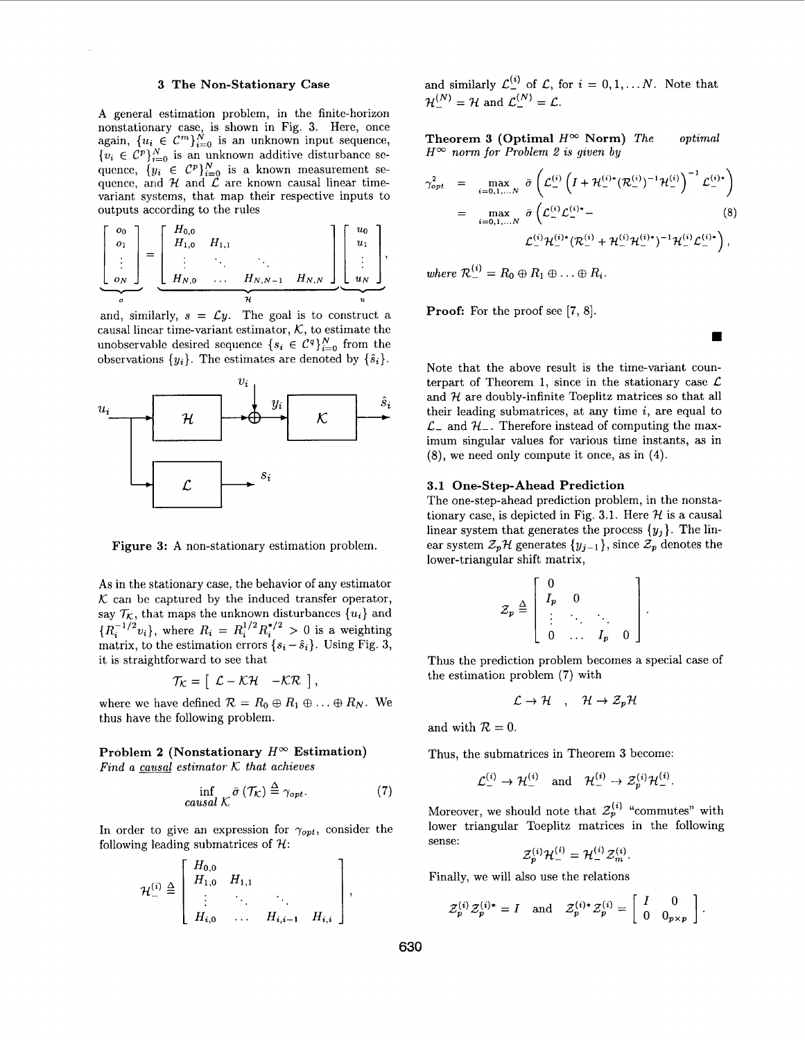## 3 The Non-Stationary Case

A general estimation problem, in the finite-horizon nonstationary case, is shown in Fig. 3. Here, once again, $\{u_i \in \mathcal{C}^m\}_{i=0}^N$ is an unknown input sequence, $\{v_i \in \mathcal{C}^p\}_{i=0}^N$ is an unknown additive disturbance sequence, $\{y_i \in \mathcal{C}^p\}_{i=0}^N$ is a known measurement sequence, and $\mathcal{H}$ and $\mathcal{L}$ are known causal linear time-variant systems, that map their respective inputs to outputs according to the rules

$$\underbrace{\begin{bmatrix} o_0 \\ o_1 \\ \vdots \\ o_N \end{bmatrix}}_{o} = \underbrace{\begin{bmatrix} H_{0,0} & & & \\ H_{1,0} & H_{1,1} & & \\ \vdots & \ddots & \ddots & \\ H_{N,0} & \dots & H_{N,N-1} & H_{N,N} \end{bmatrix}}_{\mathcal{H}} \underbrace{\begin{bmatrix} u_0 \\ u_1 \\ \vdots \\ u_N \end{bmatrix}}_{u},$$

and, similarly, $s = \mathcal{L}y$. The goal is to construct a causal linear time-variant estimator, $\mathcal{K}$, to estimate the unobservable desired sequence $\{s_i \in \mathcal{C}^q\}_{i=0}^N$ from the observations $\{y_i\}$. The estimates are denoted by $\{\hat{s}_i\}$.

Figure 3: A non-stationary estimation problem.

As in the stationary case, the behavior of any estimator $\mathcal{K}$ can be captured by the induced transfer operator, say $\mathcal{T}_\mathcal{K}$, that maps the unknown disturbances $\{u_i\}$ and $\{R_i^{-1/2}v_i\}$, where $R_i = R_i^{1/2}R_i^{*/2} > 0$ is a weighting matrix, to the estimation errors $\{s_i - \hat{s}_i\}$. Using Fig. 3, it is straightforward to see that

$$\mathcal{T}_\mathcal{K} = \begin{bmatrix} \mathcal{L} - \mathcal{K}\mathcal{H} & -\mathcal{K}\mathcal{R} \end{bmatrix},$$

where we have defined $\mathcal{R} = R_0 \oplus R_1 \oplus \ldots \oplus R_N$. We thus have the following problem.

**Problem 2 (Nonstationary $H^\infty$ Estimation)** *Find a <u>causal</u> estimator $\mathcal{K}$ that achieves*

$$\inf_{\text{causal } \mathcal{K}} \bar{\sigma}(\mathcal{T}_\mathcal{K}) \triangleq \gamma_{opt}. \tag{7}$$

In order to give an expression for $\gamma_{opt}$, consider the following leading submatrices of $\mathcal{H}$:

$$\mathcal{H}_-^{(i)} \triangleq \begin{bmatrix} H_{0,0} & & & \\ H_{1,0} & H_{1,1} & & \\ \vdots & \ddots & \ddots & \\ H_{i,0} & \dots & H_{i,i-1} & H_{i,i} \end{bmatrix},$$

and similarly $\mathcal{L}_-^{(i)}$ of $\mathcal{L}$, for $i = 0, 1, \ldots N$. Note that $\mathcal{H}_-^{(N)} = \mathcal{H}$ and $\mathcal{L}_-^{(N)} = \mathcal{L}$.

**Theorem 3 (Optimal $H^\infty$ Norm)** *The optimal $H^\infty$ norm for Problem 2 is given by*

$$\begin{aligned} \gamma_{opt}^2 &= \max_{i=0,1,\ldots N} \bar{\sigma}\left(\mathcal{L}_-^{(i)}\left(I + \mathcal{H}_-^{(i)*}(\mathcal{R}_-^{(i)})^{-1}\mathcal{H}_-^{(i)}\right)^{-1}\mathcal{L}_-^{(i)*}\right) \\ &= \max_{i=0,1,\ldots N} \bar{\sigma}\left(\mathcal{L}_-^{(i)}\mathcal{L}_-^{(i)*} - \right. \\ &\qquad \left. \mathcal{L}_-^{(i)}\mathcal{H}_-^{(i)*}(\mathcal{R}_-^{(i)} + \mathcal{H}_-^{(i)}\mathcal{H}_-^{(i)*})^{-1}\mathcal{H}_-^{(i)}\mathcal{L}_-^{(i)*}\right), \end{aligned} \tag{8}$$

*where $\mathcal{R}_-^{(i)} = R_0 \oplus R_1 \oplus \ldots \oplus R_i$.*

**Proof:** For the proof see [7, 8]. ∎

Note that the above result is the time-variant counterpart of Theorem 1, since in the stationary case $\mathcal{L}$ and $\mathcal{H}$ are doubly-infinite Toeplitz matrices so that all their leading submatrices, at any time $i$, are equal to $\mathcal{L}_-$ and $\mathcal{H}_-$. Therefore instead of computing the maximum singular values for various time instants, as in (8), we need only compute it once, as in (4).

### 3.1 One-Step-Ahead Prediction

The one-step-ahead prediction problem, in the nonstationary case, is depicted in Fig. 3.1. Here $\mathcal{H}$ is a causal linear system that generates the process $\{y_j\}$. The linear system $\mathcal{Z}_p\mathcal{H}$ generates $\{y_{j-1}\}$, since $\mathcal{Z}_p$ denotes the lower-triangular shift matrix,

$$\mathcal{Z}_p \triangleq \begin{bmatrix} 0 & & & \\ I_p & 0 & & \\ \vdots & \ddots & \ddots & \\ 0 & \dots & I_p & 0 \end{bmatrix}.$$

Thus the prediction problem becomes a special case of the estimation problem (7) with

$$\mathcal{L} \to \mathcal{H} \quad , \quad \mathcal{H} \to \mathcal{Z}_p\mathcal{H}$$

and with $\mathcal{R} = 0$.

Thus, the submatrices in Theorem 3 become:

$$\mathcal{L}_-^{(i)} \to \mathcal{H}_-^{(i)} \quad \text{and} \quad \mathcal{H}_-^{(i)} \to \mathcal{Z}_p^{(i)}\mathcal{H}_-^{(i)}.$$

Moreover, we should note that $\mathcal{Z}_p^{(i)}$ "commutes" with lower triangular Toeplitz matrices in the following sense:

$$\mathcal{Z}_p^{(i)}\mathcal{H}_-^{(i)} = \mathcal{H}_-^{(i)}\mathcal{Z}_m^{(i)}.$$

Finally, we will also use the relations

$$\mathcal{Z}_p^{(i)}\mathcal{Z}_p^{(i)*} = I \quad \text{and} \quad \mathcal{Z}_p^{(i)*}\mathcal{Z}_p^{(i)} = \begin{bmatrix} I & 0 \\ 0 & 0_{p\times p} \end{bmatrix}.$$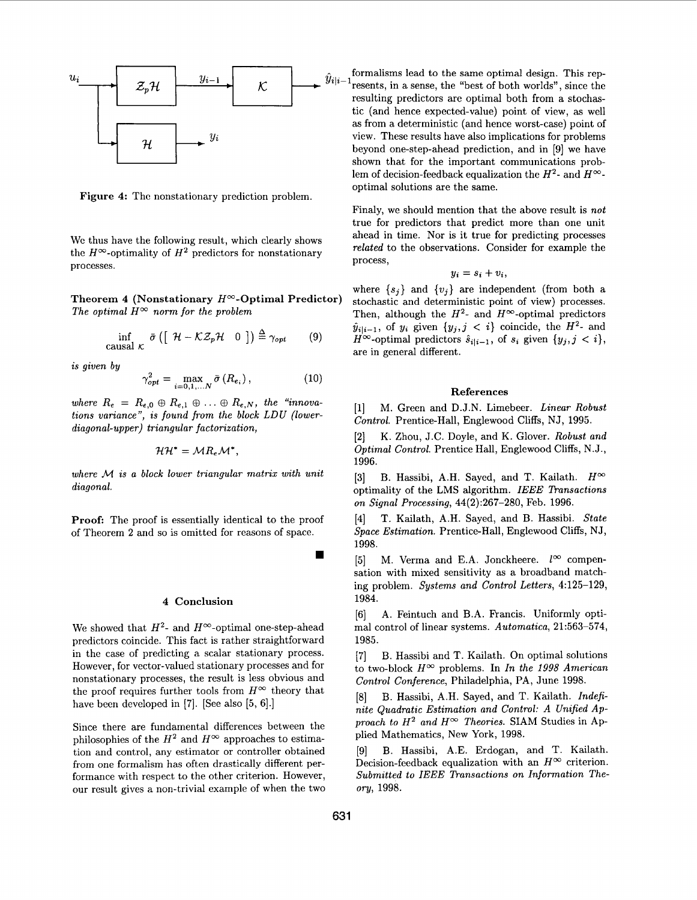$u_i$ $\mathcal{Z}_p\mathcal{H}$ $y_{i-1}$ $\mathcal{K}$ $\hat{y}_{i|i-1}$

$\mathcal{H}$ $y_i$

**Figure 4:** The nonstationary prediction problem.

We thus have the following result, which clearly shows the $H^\infty$-optimality of $H^2$ predictors for nonstationary processes.

**Theorem 4 (Nonstationary $H^\infty$-Optimal Predictor)** *The optimal $H^\infty$ norm for the problem*

$$\inf_{\text{causal } \mathcal{K}} \bar{\sigma}\left(\left[\begin{array}{cc} \mathcal{H} - \mathcal{K}\mathcal{Z}_p\mathcal{H} & 0 \end{array}\right]\right) \triangleq \gamma_{opt} \tag{9}$$

*is given by*

$$\gamma_{opt}^2 = \max_{i=0,1,\ldots N} \bar{\sigma}\left(R_{e_i}\right), \tag{10}$$

*where $R_e = R_{e,0} \oplus R_{e,1} \oplus \ldots \oplus R_{e,N}$, the "innovations variance", is found from the block LDU (lower-diagonal-upper) triangular factorization,*

$$\mathcal{H}\mathcal{H}^* = \mathcal{M}R_e\mathcal{M}^*,$$

*where $\mathcal{M}$ is a block lower triangular matrix with unit diagonal.*

**Proof:** The proof is essentially identical to the proof of Theorem 2 and so is omitted for reasons of space.

■

## 4 Conclusion

We showed that $H^2$- and $H^\infty$-optimal one-step-ahead predictors coincide. This fact is rather straightforward in the case of predicting a scalar stationary process. However, for vector-valued stationary processes and for nonstationary processes, the result is less obvious and the proof requires further tools from $H^\infty$ theory that have been developed in [7]. [See also [5, 6].]

Since there are fundamental differences between the philosophies of the $H^2$ and $H^\infty$ approaches to estimation and control, any estimator or controller obtained from one formalism has often drastically different performance with respect to the other criterion. However, our result gives a non-trivial example of when the two formalisms lead to the same optimal design. This represents, in a sense, the "best of both worlds", since the resulting predictors are optimal both from a stochastic (and hence expected-value) point of view, as well as from a deterministic (and hence worst-case) point of view. These results have also implications for problems beyond one-step-ahead prediction, and in [9] we have shown that for the important communications problem of decision-feedback equalization the $H^2$- and $H^\infty$-optimal solutions are the same.

Finaly, we should mention that the above result is *not* true for predictors that predict more than one unit ahead in time. Nor is it true for predicting processes *related* to the observations. Consider for example the process,

$$y_i = s_i + v_i,$$

where $\{s_j\}$ and $\{v_j\}$ are independent (from both a stochastic and deterministic point of view) processes. Then, although the $H^2$- and $H^\infty$-optimal predictors $\hat{y}_{i|i-1}$, of $y_i$ given $\{y_j, j < i\}$ coincide, the $H^2$- and $H^\infty$-optimal predictors $\hat{s}_{i|i-1}$, of $s_i$ given $\{y_j, j < i\}$, are in general different.

### References

[1] M. Green and D.J.N. Limebeer. *Linear Robust Control.* Prentice-Hall, Englewood Cliffs, NJ, 1995.

[2] K. Zhou, J.C. Doyle, and K. Glover. *Robust and Optimal Control.* Prentice Hall, Englewood Cliffs, N.J., 1996.

[3] B. Hassibi, A.H. Sayed, and T. Kailath. $H^\infty$ optimality of the LMS algorithm. *IEEE Transactions on Signal Processing*, 44(2):267–280, Feb. 1996.

[4] T. Kailath, A.H. Sayed, and B. Hassibi. *State Space Estimation.* Prentice-Hall, Englewood Cliffs, NJ, 1998.

[5] M. Verma and E.A. Jonckheere. $l^\infty$ compensation with mixed sensitivity as a broadband matching problem. *Systems and Control Letters*, 4:125–129, 1984.

[6] A. Feintuch and B.A. Francis. Uniformly optimal control of linear systems. *Automatica*, 21:563–574, 1985.

[7] B. Hassibi and T. Kailath. On optimal solutions to two-block $H^\infty$ problems. In *In the 1998 American Control Conference*, Philadelphia, PA, June 1998.

[8] B. Hassibi, A.H. Sayed, and T. Kailath. *Indefinite Quadratic Estimation and Control: A Unified Approach to $H^2$ and $H^\infty$ Theories.* SIAM Studies in Applied Mathematics, New York, 1998.

[9] B. Hassibi, A.E. Erdogan, and T. Kailath. Decision-feedback equalization with an $H^\infty$ criterion. *Submitted to IEEE Transactions on Information Theory*, 1998.